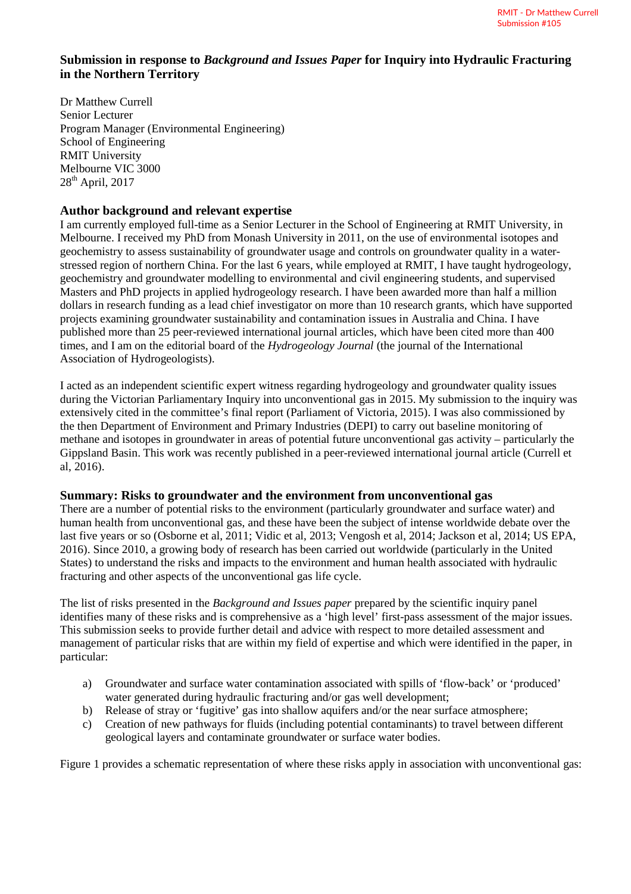RMIT - Dr Matthew Currell
Submission #105

# Submission in response to *Background and Issues Paper* for Inquiry into Hydraulic Fracturing in the Northern Territory

Dr Matthew Currell
Senior Lecturer
Program Manager (Environmental Engineering)
School of Engineering
RMIT University
Melbourne VIC 3000
28th April, 2017

## Author background and relevant expertise

I am currently employed full-time as a Senior Lecturer in the School of Engineering at RMIT University, in Melbourne. I received my PhD from Monash University in 2011, on the use of environmental isotopes and geochemistry to assess sustainability of groundwater usage and controls on groundwater quality in a water-stressed region of northern China. For the last 6 years, while employed at RMIT, I have taught hydrogeology, geochemistry and groundwater modelling to environmental and civil engineering students, and supervised Masters and PhD projects in applied hydrogeology research. I have been awarded more than half a million dollars in research funding as a lead chief investigator on more than 10 research grants, which have supported projects examining groundwater sustainability and contamination issues in Australia and China. I have published more than 25 peer-reviewed international journal articles, which have been cited more than 400 times, and I am on the editorial board of the *Hydrogeology Journal* (the journal of the International Association of Hydrogeologists).

I acted as an independent scientific expert witness regarding hydrogeology and groundwater quality issues during the Victorian Parliamentary Inquiry into unconventional gas in 2015. My submission to the inquiry was extensively cited in the committee's final report (Parliament of Victoria, 2015). I was also commissioned by the then Department of Environment and Primary Industries (DEPI) to carry out baseline monitoring of methane and isotopes in groundwater in areas of potential future unconventional gas activity – particularly the Gippsland Basin. This work was recently published in a peer-reviewed international journal article (Currell et al, 2016).

## Summary: Risks to groundwater and the environment from unconventional gas

There are a number of potential risks to the environment (particularly groundwater and surface water) and human health from unconventional gas, and these have been the subject of intense worldwide debate over the last five years or so (Osborne et al, 2011; Vidic et al, 2013; Vengosh et al, 2014; Jackson et al, 2014; US EPA, 2016). Since 2010, a growing body of research has been carried out worldwide (particularly in the United States) to understand the risks and impacts to the environment and human health associated with hydraulic fracturing and other aspects of the unconventional gas life cycle.

The list of risks presented in the *Background and Issues paper* prepared by the scientific inquiry panel identifies many of these risks and is comprehensive as a 'high level' first-pass assessment of the major issues. This submission seeks to provide further detail and advice with respect to more detailed assessment and management of particular risks that are within my field of expertise and which were identified in the paper, in particular:

a) Groundwater and surface water contamination associated with spills of 'flow-back' or 'produced' water generated during hydraulic fracturing and/or gas well development;
b) Release of stray or 'fugitive' gas into shallow aquifers and/or the near surface atmosphere;
c) Creation of new pathways for fluids (including potential contaminants) to travel between different geological layers and contaminate groundwater or surface water bodies.

Figure 1 provides a schematic representation of where these risks apply in association with unconventional gas: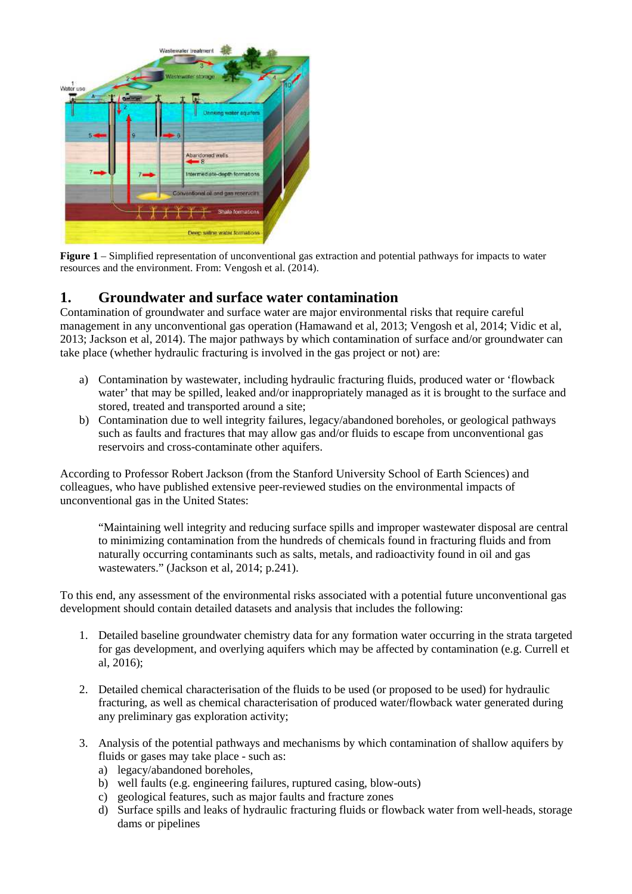Wastewater treatment

Wastewater storage

Water use

Drinking water aquifers

Abandoned wells

Intermediate-depth formations

Conventional oil and gas reservoirs

Shale formations

Deep saline water formations

1 2 3 4 5 6 7 8 9 10

**Figure 1** – Simplified representation of unconventional gas extraction and potential pathways for impacts to water resources and the environment. From: Vengosh et al. (2014).

# 1. Groundwater and surface water contamination

Contamination of groundwater and surface water are major environmental risks that require careful management in any unconventional gas operation (Hamawand et al, 2013; Vengosh et al, 2014; Vidic et al, 2013; Jackson et al, 2014). The major pathways by which contamination of surface and/or groundwater can take place (whether hydraulic fracturing is involved in the gas project or not) are:

a) Contamination by wastewater, including hydraulic fracturing fluids, produced water or 'flowback water' that may be spilled, leaked and/or inappropriately managed as it is brought to the surface and stored, treated and transported around a site;
b) Contamination due to well integrity failures, legacy/abandoned boreholes, or geological pathways such as faults and fractures that may allow gas and/or fluids to escape from unconventional gas reservoirs and cross-contaminate other aquifers.

According to Professor Robert Jackson (from the Stanford University School of Earth Sciences) and colleagues, who have published extensive peer-reviewed studies on the environmental impacts of unconventional gas in the United States:

> "Maintaining well integrity and reducing surface spills and improper wastewater disposal are central to minimizing contamination from the hundreds of chemicals found in fracturing fluids and from naturally occurring contaminants such as salts, metals, and radioactivity found in oil and gas wastewaters." (Jackson et al, 2014; p.241).

To this end, any assessment of the environmental risks associated with a potential future unconventional gas development should contain detailed datasets and analysis that includes the following:

1. Detailed baseline groundwater chemistry data for any formation water occurring in the strata targeted for gas development, and overlying aquifers which may be affected by contamination (e.g. Currell et al, 2016);

2. Detailed chemical characterisation of the fluids to be used (or proposed to be used) for hydraulic fracturing, as well as chemical characterisation of produced water/flowback water generated during any preliminary gas exploration activity;

3. Analysis of the potential pathways and mechanisms by which contamination of shallow aquifers by fluids or gases may take place - such as:
   a) legacy/abandoned boreholes,
   b) well faults (e.g. engineering failures, ruptured casing, blow-outs)
   c) geological features, such as major faults and fracture zones
   d) Surface spills and leaks of hydraulic fracturing fluids or flowback water from well-heads, storage dams or pipelines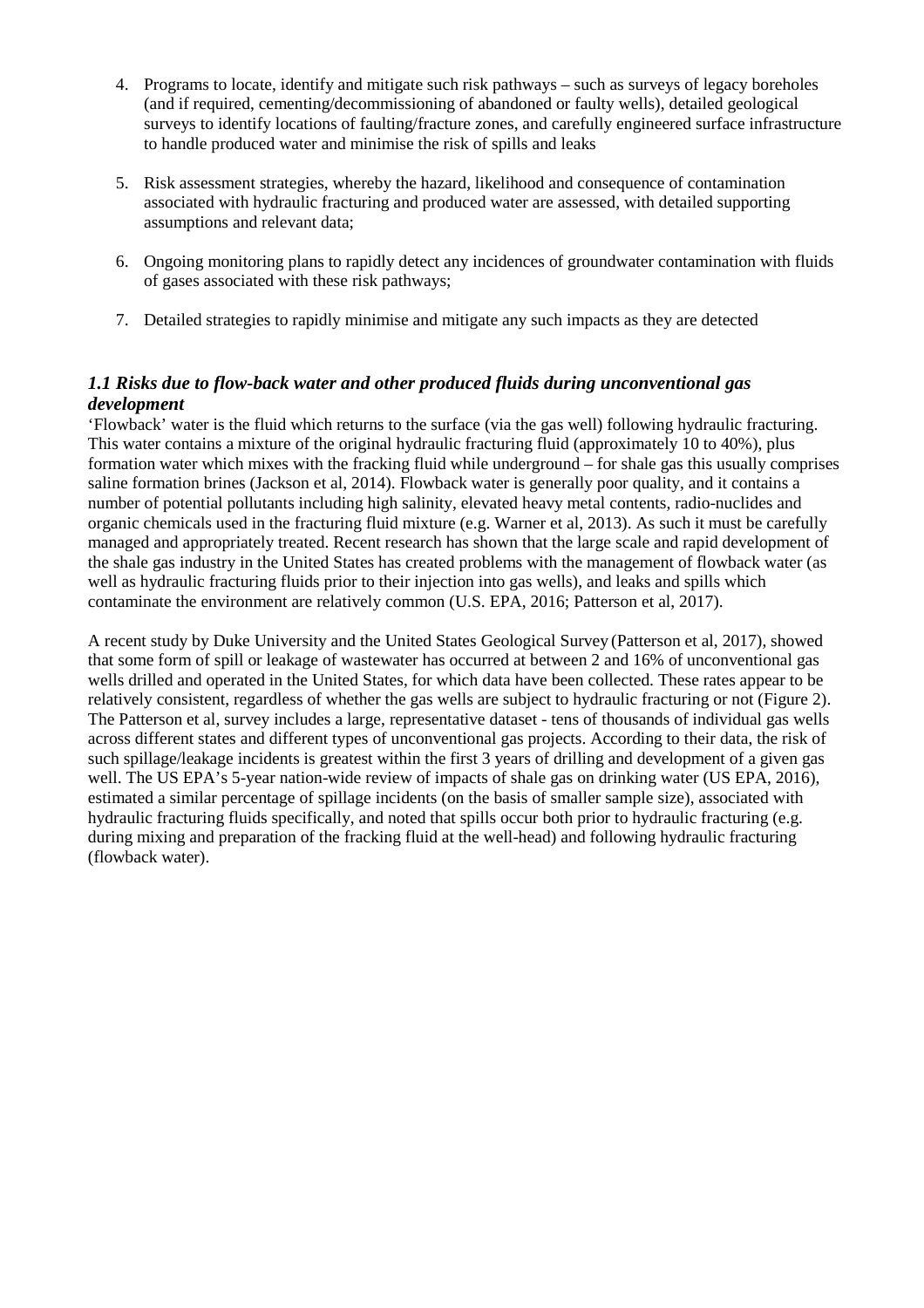4. Programs to locate, identify and mitigate such risk pathways – such as surveys of legacy boreholes (and if required, cementing/decommissioning of abandoned or faulty wells), detailed geological surveys to identify locations of faulting/fracture zones, and carefully engineered surface infrastructure to handle produced water and minimise the risk of spills and leaks

5. Risk assessment strategies, whereby the hazard, likelihood and consequence of contamination associated with hydraulic fracturing and produced water are assessed, with detailed supporting assumptions and relevant data;

6. Ongoing monitoring plans to rapidly detect any incidences of groundwater contamination with fluids of gases associated with these risk pathways;

7. Detailed strategies to rapidly minimise and mitigate any such impacts as they are detected

### *1.1 Risks due to flow-back water and other produced fluids during unconventional gas development*

'Flowback' water is the fluid which returns to the surface (via the gas well) following hydraulic fracturing. This water contains a mixture of the original hydraulic fracturing fluid (approximately 10 to 40%), plus formation water which mixes with the fracking fluid while underground – for shale gas this usually comprises saline formation brines (Jackson et al, 2014). Flowback water is generally poor quality, and it contains a number of potential pollutants including high salinity, elevated heavy metal contents, radio-nuclides and organic chemicals used in the fracturing fluid mixture (e.g. Warner et al, 2013). As such it must be carefully managed and appropriately treated. Recent research has shown that the large scale and rapid development of the shale gas industry in the United States has created problems with the management of flowback water (as well as hydraulic fracturing fluids prior to their injection into gas wells), and leaks and spills which contaminate the environment are relatively common (U.S. EPA, 2016; Patterson et al, 2017).

A recent study by Duke University and the United States Geological Survey (Patterson et al, 2017), showed that some form of spill or leakage of wastewater has occurred at between 2 and 16% of unconventional gas wells drilled and operated in the United States, for which data have been collected. These rates appear to be relatively consistent, regardless of whether the gas wells are subject to hydraulic fracturing or not (Figure 2). The Patterson et al, survey includes a large, representative dataset - tens of thousands of individual gas wells across different states and different types of unconventional gas projects. According to their data, the risk of such spillage/leakage incidents is greatest within the first 3 years of drilling and development of a given gas well. The US EPA's 5-year nation-wide review of impacts of shale gas on drinking water (US EPA, 2016), estimated a similar percentage of spillage incidents (on the basis of smaller sample size), associated with hydraulic fracturing fluids specifically, and noted that spills occur both prior to hydraulic fracturing (e.g. during mixing and preparation of the fracking fluid at the well-head) and following hydraulic fracturing (flowback water).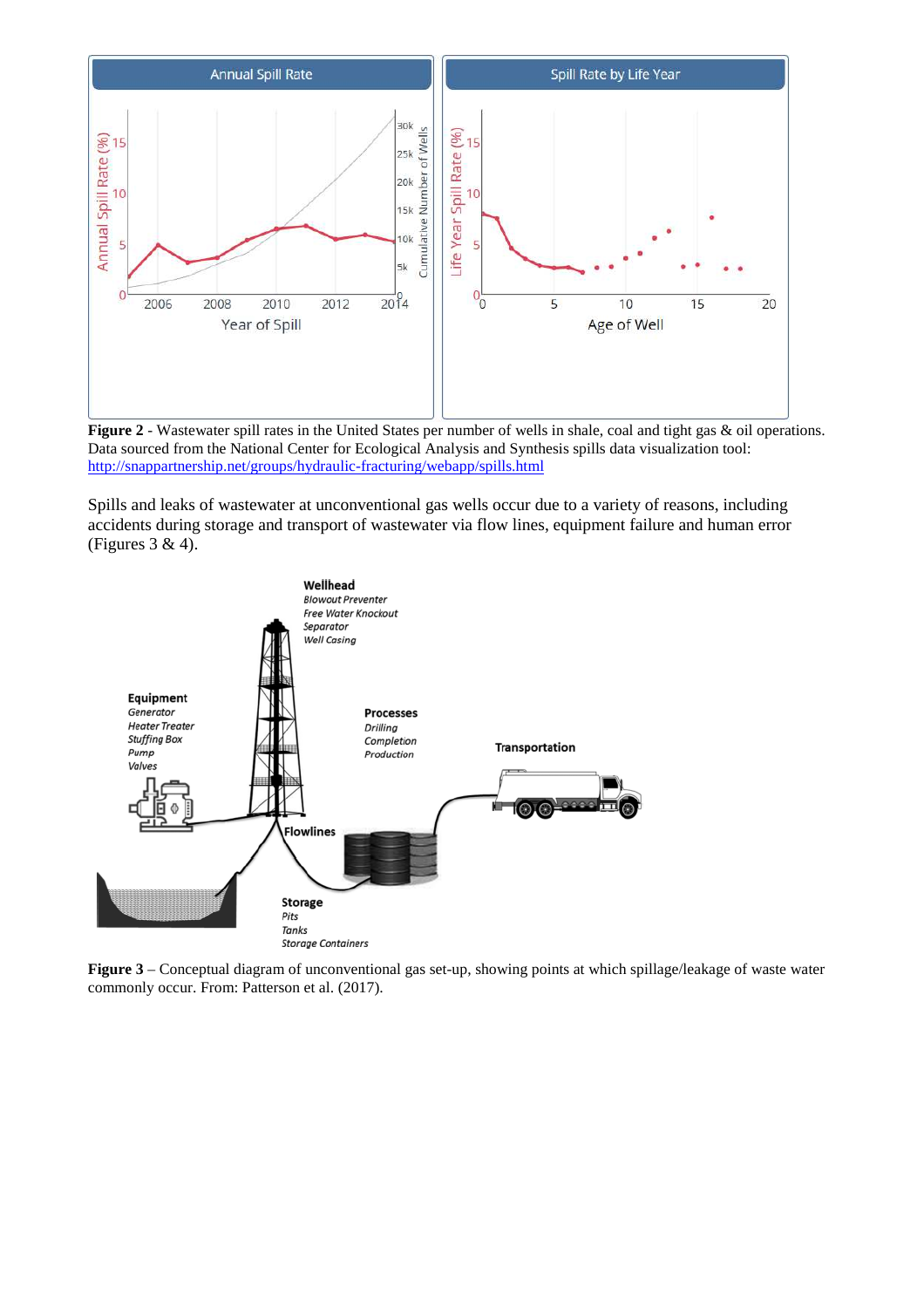Annual Spill Rate

Annual Spill Rate (%)

0
5
10
15

2006
2008
2010
2012
2014

Year of Spill

Cumulative Number of Wells

0
5k
10k
15k
20k
25k
30k

Spill Rate by Life Year

Life Year Spill Rate (%)

0
5
10
15

0
5
10
15
20

Age of Well

**Figure 2** - Wastewater spill rates in the United States per number of wells in shale, coal and tight gas & oil operations. Data sourced from the National Center for Ecological Analysis and Synthesis spills data visualization tool: [http://snappartnership.net/groups/hydraulic-fracturing/webapp/spills.html](http://snappartnership.net/groups/hydraulic-fracturing/webapp/spills.html)

Spills and leaks of wastewater at unconventional gas wells occur due to a variety of reasons, including accidents during storage and transport of wastewater via flow lines, equipment failure and human error (Figures 3 & 4).

**Wellhead**
*Blowout Preventer*
*Free Water Knockout*
*Separator*
*Well Casing*

**Equipment**
*Generator*
*Heater Treater*
*Stuffing Box*
*Pump*
*Valves*

**Processes**
*Drilling*
*Completion*
*Production*

**Transportation**

**Flowlines**

**Storage**
*Pits*
*Tanks*
*Storage Containers*

**Figure 3** – Conceptual diagram of unconventional gas set-up, showing points at which spillage/leakage of waste water commonly occur. From: Patterson et al. (2017).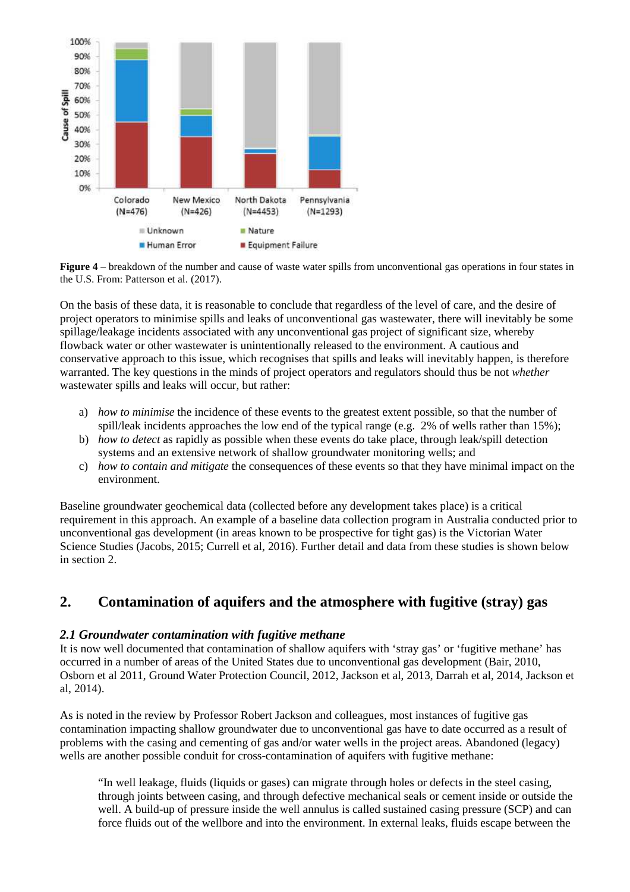100%
90%
80%
70%
60%
50%
40%
30%
20%
10%
0%

Cause of Spill

Colorado (N=476)
New Mexico (N=426)
North Dakota (N=4453)
Pennsylvania (N=1293)

Unknown
Nature
Human Error
Equipment Failure

**Figure 4** – breakdown of the number and cause of waste water spills from unconventional gas operations in four states in the U.S. From: Patterson et al. (2017).

On the basis of these data, it is reasonable to conclude that regardless of the level of care, and the desire of project operators to minimise spills and leaks of unconventional gas wastewater, there will inevitably be some spillage/leakage incidents associated with any unconventional gas project of significant size, whereby flowback water or other wastewater is unintentionally released to the environment. A cautious and conservative approach to this issue, which recognises that spills and leaks will inevitably happen, is therefore warranted. The key questions in the minds of project operators and regulators should thus be not *whether* wastewater spills and leaks will occur, but rather:

a) *how to minimise* the incidence of these events to the greatest extent possible, so that the number of spill/leak incidents approaches the low end of the typical range (e.g. 2% of wells rather than 15%);
b) *how to detect* as rapidly as possible when these events do take place, through leak/spill detection systems and an extensive network of shallow groundwater monitoring wells; and
c) *how to contain and mitigate* the consequences of these events so that they have minimal impact on the environment.

Baseline groundwater geochemical data (collected before any development takes place) is a critical requirement in this approach. An example of a baseline data collection program in Australia conducted prior to unconventional gas development (in areas known to be prospective for tight gas) is the Victorian Water Science Studies (Jacobs, 2015; Currell et al, 2016). Further detail and data from these studies is shown below in section 2.

## 2. Contamination of aquifers and the atmosphere with fugitive (stray) gas

### *2.1 Groundwater contamination with fugitive methane*

It is now well documented that contamination of shallow aquifers with 'stray gas' or 'fugitive methane' has occurred in a number of areas of the United States due to unconventional gas development (Bair, 2010, Osborn et al 2011, Ground Water Protection Council, 2012, Jackson et al, 2013, Darrah et al, 2014, Jackson et al, 2014).

As is noted in the review by Professor Robert Jackson and colleagues, most instances of fugitive gas contamination impacting shallow groundwater due to unconventional gas have to date occurred as a result of problems with the casing and cementing of gas and/or water wells in the project areas. Abandoned (legacy) wells are another possible conduit for cross-contamination of aquifers with fugitive methane:

> "In well leakage, fluids (liquids or gases) can migrate through holes or defects in the steel casing, through joints between casing, and through defective mechanical seals or cement inside or outside the well. A build-up of pressure inside the well annulus is called sustained casing pressure (SCP) and can force fluids out of the wellbore and into the environment. In external leaks, fluids escape between the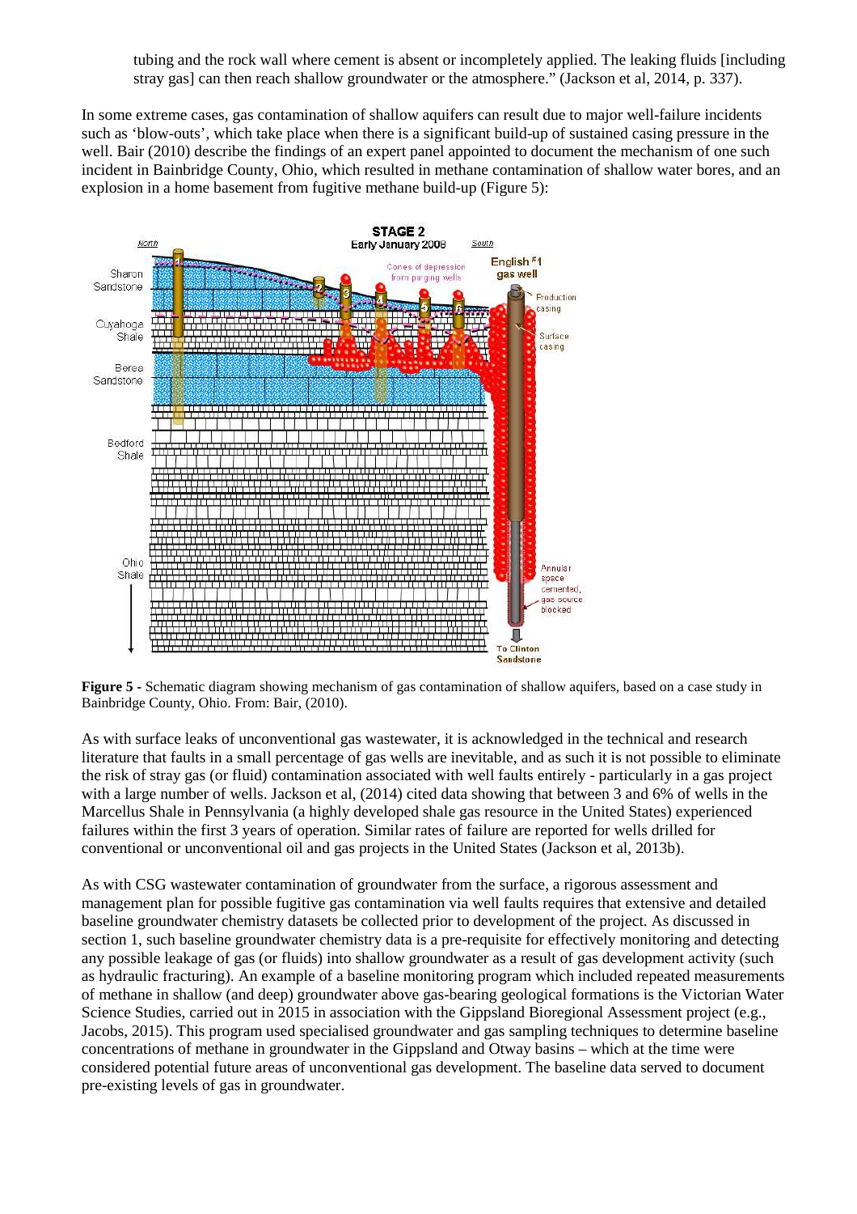tubing and the rock wall where cement is absent or incompletely applied. The leaking fluids [including stray gas] can then reach shallow groundwater or the atmosphere." (Jackson et al, 2014, p. 337).

In some extreme cases, gas contamination of shallow aquifers can result due to major well-failure incidents such as 'blow-outs', which take place when there is a significant build-up of sustained casing pressure in the well. Bair (2010) describe the findings of an expert panel appointed to document the mechanism of one such incident in Bainbridge County, Ohio, which resulted in methane contamination of shallow water bores, and an explosion in a home basement from fugitive methane build-up (Figure 5):

STAGE 2
Early January 2008
North
South
Cones of depression from purging wells
English #1 gas well
Production casing
Surface casing
Sharon Sandstone
Cuyahoga Shale
Berea Sandstone
Bedford Shale
Ohio Shale
Annular space cemented, gas source blocked
To Clinton Sandstone
1
2
3
4
5
6

**Figure 5** - Schematic diagram showing mechanism of gas contamination of shallow aquifers, based on a case study in Bainbridge County, Ohio. From: Bair, (2010).

As with surface leaks of unconventional gas wastewater, it is acknowledged in the technical and research literature that faults in a small percentage of gas wells are inevitable, and as such it is not possible to eliminate the risk of stray gas (or fluid) contamination associated with well faults entirely - particularly in a gas project with a large number of wells. Jackson et al, (2014) cited data showing that between 3 and 6% of wells in the Marcellus Shale in Pennsylvania (a highly developed shale gas resource in the United States) experienced failures within the first 3 years of operation. Similar rates of failure are reported for wells drilled for conventional or unconventional oil and gas projects in the United States (Jackson et al, 2013b).

As with CSG wastewater contamination of groundwater from the surface, a rigorous assessment and management plan for possible fugitive gas contamination via well faults requires that extensive and detailed baseline groundwater chemistry datasets be collected prior to development of the project. As discussed in section 1, such baseline groundwater chemistry data is a pre-requisite for effectively monitoring and detecting any possible leakage of gas (or fluids) into shallow groundwater as a result of gas development activity (such as hydraulic fracturing). An example of a baseline monitoring program which included repeated measurements of methane in shallow (and deep) groundwater above gas-bearing geological formations is the Victorian Water Science Studies, carried out in 2015 in association with the Gippsland Bioregional Assessment project (e.g., Jacobs, 2015). This program used specialised groundwater and gas sampling techniques to determine baseline concentrations of methane in groundwater in the Gippsland and Otway basins – which at the time were considered potential future areas of unconventional gas development. The baseline data served to document pre-existing levels of gas in groundwater.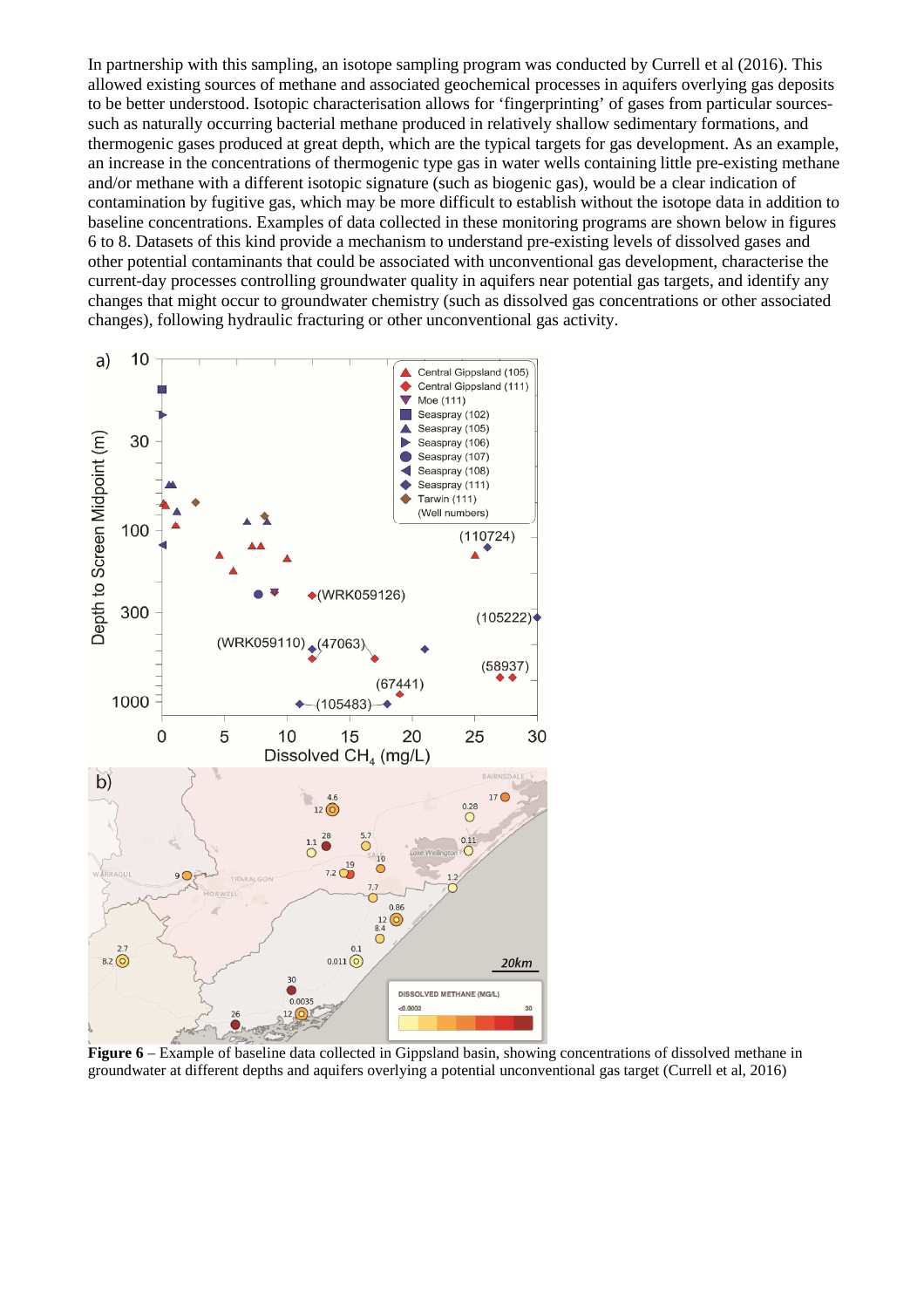In partnership with this sampling, an isotope sampling program was conducted by Currell et al (2016). This allowed existing sources of methane and associated geochemical processes in aquifers overlying gas deposits to be better understood. Isotopic characterisation allows for 'fingerprinting' of gases from particular sources-such as naturally occurring bacterial methane produced in relatively shallow sedimentary formations, and thermogenic gases produced at great depth, which are the typical targets for gas development. As an example, an increase in the concentrations of thermogenic type gas in water wells containing little pre-existing methane and/or methane with a different isotopic signature (such as biogenic gas), would be a clear indication of contamination by fugitive gas, which may be more difficult to establish without the isotope data in addition to baseline concentrations. Examples of data collected in these monitoring programs are shown below in figures 6 to 8. Datasets of this kind provide a mechanism to understand pre-existing levels of dissolved gases and other potential contaminants that could be associated with unconventional gas development, characterise the current-day processes controlling groundwater quality in aquifers near potential gas targets, and identify any changes that might occur to groundwater chemistry (such as dissolved gas concentrations or other associated changes), following hydraulic fracturing or other unconventional gas activity.

a)

Depth to Screen Midpoint (m)

10
30
100
300
1000

Dissolved $CH_4$ (mg/L)

0 5 10 15 20 25 30

Central Gippsland (105)
Central Gippsland (111)
Moe (111)
Seaspray (102)
Seaspray (105)
Seaspray (106)
Seaspray (107)
Seaspray (108)
Seaspray (111)
Tarwin (111)
(Well numbers)

(110724)
(WRK059126)
(105222)
(WRK059110)
(47063)
(58937)
(67441)
(105483)

b)

BAIRNSDALE
WARRAGUL
TRARALGON
MORWELL
Lake Wellington

4.6
12
28
1.1
5.7
17
0.28
0.11
19
7.2
10
9
7.7
1.2
0.86
12
8.4
2.7
8.2
0.1
0.011
30
0.0035
26
12

20km

DISSOLVED METHANE (MG/L)
<0.0002
30

**Figure 6** – Example of baseline data collected in Gippsland basin, showing concentrations of dissolved methane in groundwater at different depths and aquifers overlying a potential unconventional gas target (Currell et al, 2016)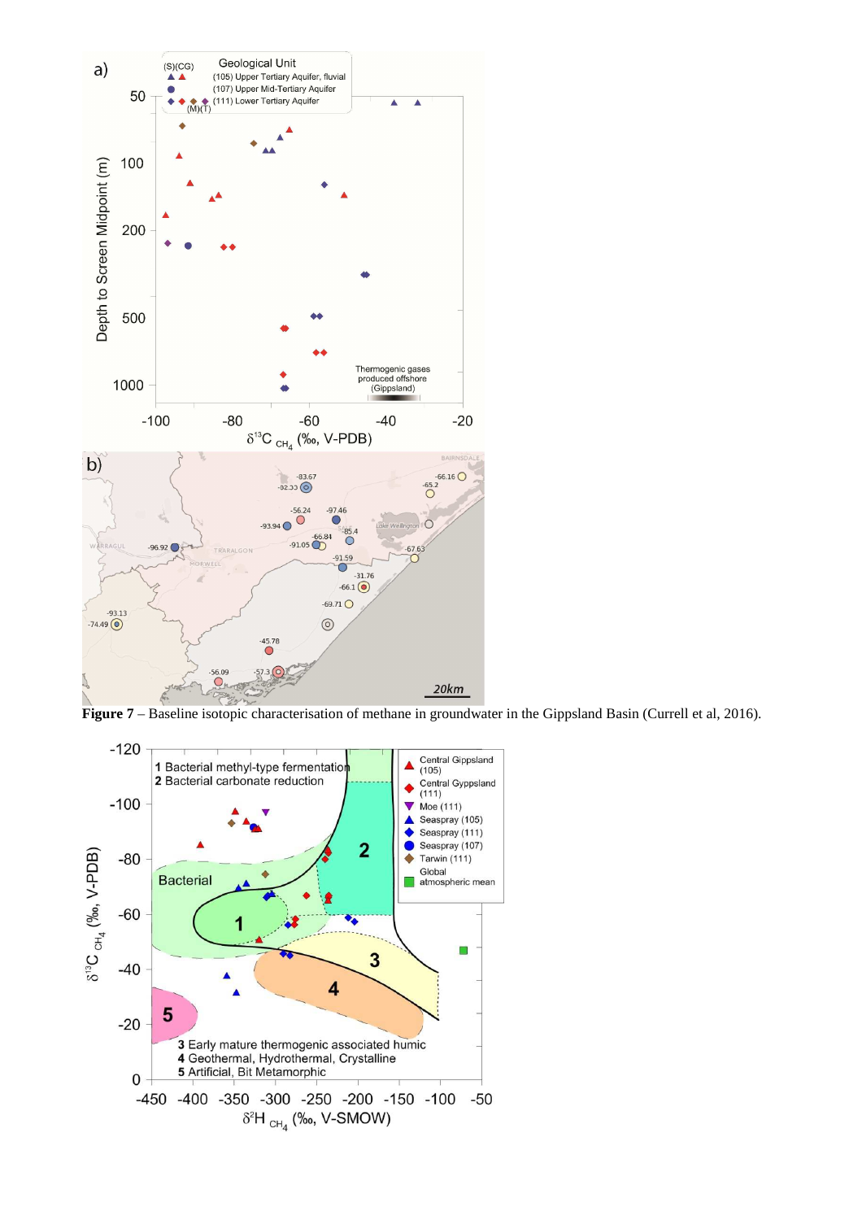a)

Geological Unit

(S)(CG)

(105) Upper Tertiary Aquifer, fluvial

(107) Upper Mid-Tertiary Aquifer

(111) Lower Tertiary Aquifer

(M)(T)

Depth to Screen Midpoint (m)

50

100

200

500

1000

Thermogenic gases produced offshore (Gippsland)

-100 -80 -60 -40 -20

$\delta^{13}C_{CH_4}$ (‰, V-PDB)

b)

BAIRNSDALE

-83.67

-92.33

-66.16

-65.2

-56.24

-97.46

-93.94

-85.4

Lake Wellington

-66.84

-91.05

WARRAGUL

-96.92

TRARALGON

MORWELL

-67.63

-91.59

-31.76

-66.1

-69.71

-93.13

-74.49

-45.78

-56.09

-57.3

20km

**Figure 7** – Baseline isotopic characterisation of methane in groundwater in the Gippsland Basin (Currell et al, 2016).

-120

-100

-80

-60

-40

-20

0

$\delta^{13}C_{CH_4}$ (‰, V-PDB)

**1** Bacterial methyl-type fermentation

**2** Bacterial carbonate reduction

Bacterial

1

2

3

4

5

**3** Early mature thermogenic associated humic

**4** Geothermal, Hydrothermal, Crystalline

**5** Artificial, Bit Metamorphic

-450 -400 -350 -300 -250 -200 -150 -100 -50

$\delta^{2}H_{CH_4}$ (‰, V-SMOW)

Central Gippsland (105)

Central Gyppsland (111)

Moe (111)

Seaspray (105)

Seaspray (111)

Seaspray (107)

Tarwin (111)

Global atmospheric mean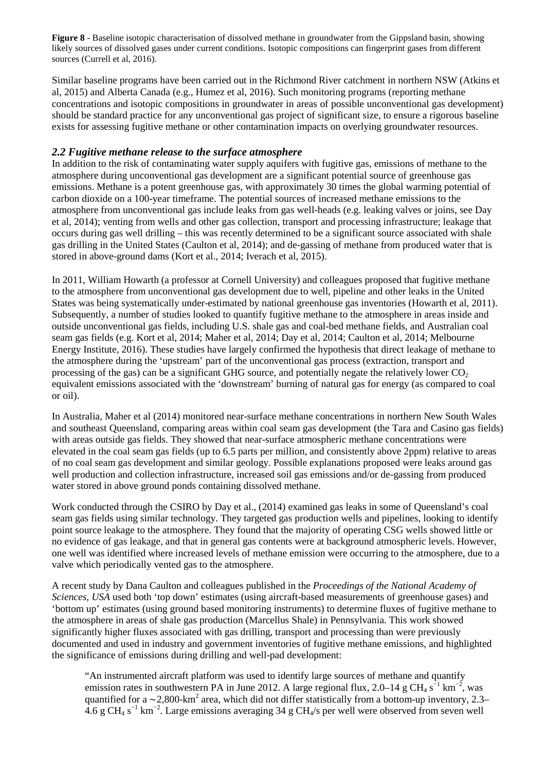**Figure 8** - Baseline isotopic characterisation of dissolved methane in groundwater from the Gippsland basin, showing likely sources of dissolved gases under current conditions. Isotopic compositions can fingerprint gases from different sources (Currell et al, 2016).

Similar baseline programs have been carried out in the Richmond River catchment in northern NSW (Atkins et al, 2015) and Alberta Canada (e.g., Humez et al, 2016). Such monitoring programs (reporting methane concentrations and isotopic compositions in groundwater in areas of possible unconventional gas development) should be standard practice for any unconventional gas project of significant size, to ensure a rigorous baseline exists for assessing fugitive methane or other contamination impacts on overlying groundwater resources.

### *2.2 Fugitive methane release to the surface atmosphere*

In addition to the risk of contaminating water supply aquifers with fugitive gas, emissions of methane to the atmosphere during unconventional gas development are a significant potential source of greenhouse gas emissions. Methane is a potent greenhouse gas, with approximately 30 times the global warming potential of carbon dioxide on a 100-year timeframe. The potential sources of increased methane emissions to the atmosphere from unconventional gas include leaks from gas well-heads (e.g. leaking valves or joins, see Day et al, 2014); venting from wells and other gas collection, transport and processing infrastructure; leakage that occurs during gas well drilling – this was recently determined to be a significant source associated with shale gas drilling in the United States (Caulton et al, 2014); and de-gassing of methane from produced water that is stored in above-ground dams (Kort et al., 2014; Iverach et al, 2015).

In 2011, William Howarth (a professor at Cornell University) and colleagues proposed that fugitive methane to the atmosphere from unconventional gas development due to well, pipeline and other leaks in the United States was being systematically under-estimated by national greenhouse gas inventories (Howarth et al, 2011). Subsequently, a number of studies looked to quantify fugitive methane to the atmosphere in areas inside and outside unconventional gas fields, including U.S. shale gas and coal-bed methane fields, and Australian coal seam gas fields (e.g. Kort et al, 2014; Maher et al, 2014; Day et al, 2014; Caulton et al, 2014; Melbourne Energy Institute, 2016). These studies have largely confirmed the hypothesis that direct leakage of methane to the atmosphere during the 'upstream' part of the unconventional gas process (extraction, transport and processing of the gas) can be a significant GHG source, and potentially negate the relatively lower $CO_2$ equivalent emissions associated with the 'downstream' burning of natural gas for energy (as compared to coal or oil).

In Australia, Maher et al (2014) monitored near-surface methane concentrations in northern New South Wales and southeast Queensland, comparing areas within coal seam gas development (the Tara and Casino gas fields) with areas outside gas fields. They showed that near-surface atmospheric methane concentrations were elevated in the coal seam gas fields (up to 6.5 parts per million, and consistently above 2ppm) relative to areas of no coal seam gas development and similar geology. Possible explanations proposed were leaks around gas well production and collection infrastructure, increased soil gas emissions and/or de-gassing from produced water stored in above ground ponds containing dissolved methane.

Work conducted through the CSIRO by Day et al., (2014) examined gas leaks in some of Queensland's coal seam gas fields using similar technology. They targeted gas production wells and pipelines, looking to identify point source leakage to the atmosphere. They found that the majority of operating CSG wells showed little or no evidence of gas leakage, and that in general gas contents were at background atmospheric levels. However, one well was identified where increased levels of methane emission were occurring to the atmosphere, due to a valve which periodically vented gas to the atmosphere.

A recent study by Dana Caulton and colleagues published in the *Proceedings of the National Academy of Sciences, USA* used both 'top down' estimates (using aircraft-based measurements of greenhouse gases) and 'bottom up' estimates (using ground based monitoring instruments) to determine fluxes of fugitive methane to the atmosphere in areas of shale gas production (Marcellus Shale) in Pennsylvania. This work showed significantly higher fluxes associated with gas drilling, transport and processing than were previously documented and used in industry and government inventories of fugitive methane emissions, and highlighted the significance of emissions during drilling and well-pad development:

> "An instrumented aircraft platform was used to identify large sources of methane and quantify emission rates in southwestern PA in June 2012. A large regional flux, 2.0–14 g $CH_4$ $s^{-1}$ $km^{-2}$, was quantified for a ~2,800-$km^2$ area, which did not differ statistically from a bottom-up inventory, 2.3–4.6 g $CH_4$ $s^{-1}$ $km^{-2}$. Large emissions averaging 34 g $CH_4$/s per well were observed from seven well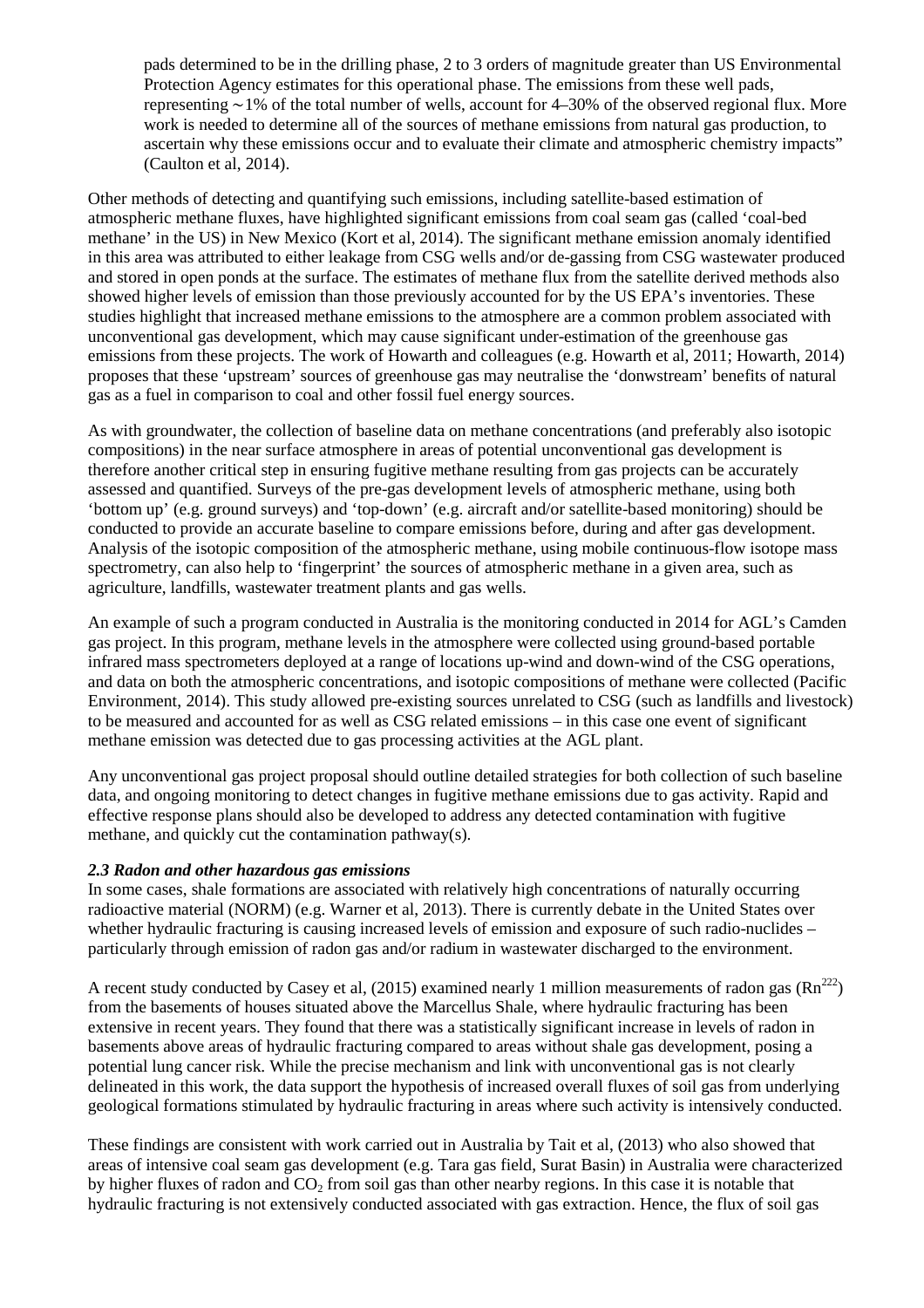pads determined to be in the drilling phase, 2 to 3 orders of magnitude greater than US Environmental Protection Agency estimates for this operational phase. The emissions from these well pads, representing ~1% of the total number of wells, account for 4–30% of the observed regional flux. More work is needed to determine all of the sources of methane emissions from natural gas production, to ascertain why these emissions occur and to evaluate their climate and atmospheric chemistry impacts" (Caulton et al, 2014).

Other methods of detecting and quantifying such emissions, including satellite-based estimation of atmospheric methane fluxes, have highlighted significant emissions from coal seam gas (called 'coal-bed methane' in the US) in New Mexico (Kort et al, 2014). The significant methane emission anomaly identified in this area was attributed to either leakage from CSG wells and/or de-gassing from CSG wastewater produced and stored in open ponds at the surface. The estimates of methane flux from the satellite derived methods also showed higher levels of emission than those previously accounted for by the US EPA's inventories. These studies highlight that increased methane emissions to the atmosphere are a common problem associated with unconventional gas development, which may cause significant under-estimation of the greenhouse gas emissions from these projects. The work of Howarth and colleagues (e.g. Howarth et al, 2011; Howarth, 2014) proposes that these 'upstream' sources of greenhouse gas may neutralise the 'donwstream' benefits of natural gas as a fuel in comparison to coal and other fossil fuel energy sources.

As with groundwater, the collection of baseline data on methane concentrations (and preferably also isotopic compositions) in the near surface atmosphere in areas of potential unconventional gas development is therefore another critical step in ensuring fugitive methane resulting from gas projects can be accurately assessed and quantified. Surveys of the pre-gas development levels of atmospheric methane, using both 'bottom up' (e.g. ground surveys) and 'top-down' (e.g. aircraft and/or satellite-based monitoring) should be conducted to provide an accurate baseline to compare emissions before, during and after gas development. Analysis of the isotopic composition of the atmospheric methane, using mobile continuous-flow isotope mass spectrometry, can also help to 'fingerprint' the sources of atmospheric methane in a given area, such as agriculture, landfills, wastewater treatment plants and gas wells.

An example of such a program conducted in Australia is the monitoring conducted in 2014 for AGL's Camden gas project. In this program, methane levels in the atmosphere were collected using ground-based portable infrared mass spectrometers deployed at a range of locations up-wind and down-wind of the CSG operations, and data on both the atmospheric concentrations, and isotopic compositions of methane were collected (Pacific Environment, 2014). This study allowed pre-existing sources unrelated to CSG (such as landfills and livestock) to be measured and accounted for as well as CSG related emissions – in this case one event of significant methane emission was detected due to gas processing activities at the AGL plant.

Any unconventional gas project proposal should outline detailed strategies for both collection of such baseline data, and ongoing monitoring to detect changes in fugitive methane emissions due to gas activity. Rapid and effective response plans should also be developed to address any detected contamination with fugitive methane, and quickly cut the contamination pathway(s).

### *2.3 Radon and other hazardous gas emissions*

In some cases, shale formations are associated with relatively high concentrations of naturally occurring radioactive material (NORM) (e.g. Warner et al, 2013). There is currently debate in the United States over whether hydraulic fracturing is causing increased levels of emission and exposure of such radio-nuclides – particularly through emission of radon gas and/or radium in wastewater discharged to the environment.

A recent study conducted by Casey et al, (2015) examined nearly 1 million measurements of radon gas ($Rn^{222}$) from the basements of houses situated above the Marcellus Shale, where hydraulic fracturing has been extensive in recent years. They found that there was a statistically significant increase in levels of radon in basements above areas of hydraulic fracturing compared to areas without shale gas development, posing a potential lung cancer risk. While the precise mechanism and link with unconventional gas is not clearly delineated in this work, the data support the hypothesis of increased overall fluxes of soil gas from underlying geological formations stimulated by hydraulic fracturing in areas where such activity is intensively conducted.

These findings are consistent with work carried out in Australia by Tait et al, (2013) who also showed that areas of intensive coal seam gas development (e.g. Tara gas field, Surat Basin) in Australia were characterized by higher fluxes of radon and $CO_2$ from soil gas than other nearby regions. In this case it is notable that hydraulic fracturing is not extensively conducted associated with gas extraction. Hence, the flux of soil gas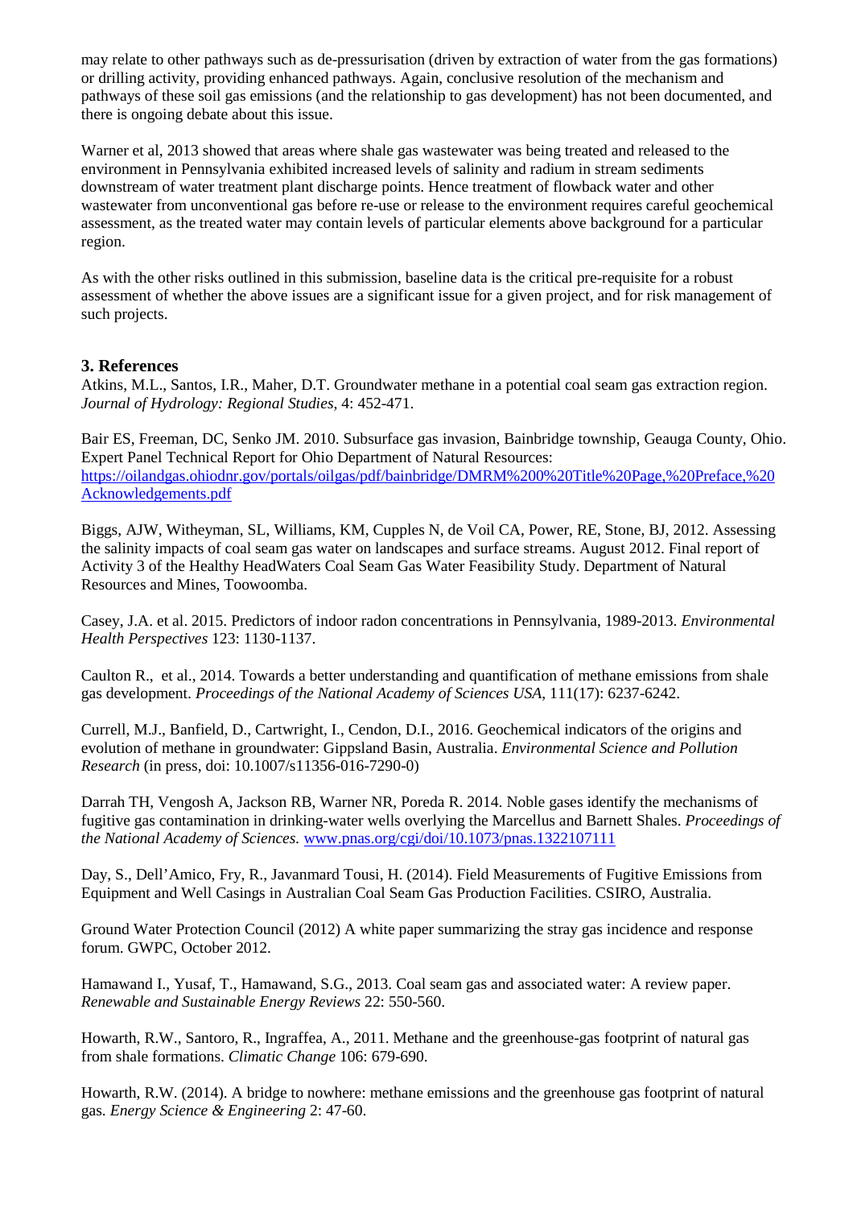may relate to other pathways such as de-pressurisation (driven by extraction of water from the gas formations) or drilling activity, providing enhanced pathways. Again, conclusive resolution of the mechanism and pathways of these soil gas emissions (and the relationship to gas development) has not been documented, and there is ongoing debate about this issue.

Warner et al, 2013 showed that areas where shale gas wastewater was being treated and released to the environment in Pennsylvania exhibited increased levels of salinity and radium in stream sediments downstream of water treatment plant discharge points. Hence treatment of flowback water and other wastewater from unconventional gas before re-use or release to the environment requires careful geochemical assessment, as the treated water may contain levels of particular elements above background for a particular region.

As with the other risks outlined in this submission, baseline data is the critical pre-requisite for a robust assessment of whether the above issues are a significant issue for a given project, and for risk management of such projects.

## 3. References

Atkins, M.L., Santos, I.R., Maher, D.T. Groundwater methane in a potential coal seam gas extraction region. *Journal of Hydrology: Regional Studies*, 4: 452-471.

Bair ES, Freeman, DC, Senko JM. 2010. Subsurface gas invasion, Bainbridge township, Geauga County, Ohio. Expert Panel Technical Report for Ohio Department of Natural Resources: https://oilandgas.ohiodnr.gov/portals/oilgas/pdf/bainbridge/DMRM%200%20Title%20Page,%20Preface,%20Acknowledgements.pdf

Biggs, AJW, Witheyman, SL, Williams, KM, Cupples N, de Voil CA, Power, RE, Stone, BJ, 2012. Assessing the salinity impacts of coal seam gas water on landscapes and surface streams. August 2012. Final report of Activity 3 of the Healthy HeadWaters Coal Seam Gas Water Feasibility Study. Department of Natural Resources and Mines, Toowoomba.

Casey, J.A. et al. 2015. Predictors of indoor radon concentrations in Pennsylvania, 1989-2013. *Environmental Health Perspectives* 123: 1130-1137.

Caulton R., et al., 2014. Towards a better understanding and quantification of methane emissions from shale gas development. *Proceedings of the National Academy of Sciences USA*, 111(17): 6237-6242.

Currell, M.J., Banfield, D., Cartwright, I., Cendon, D.I., 2016. Geochemical indicators of the origins and evolution of methane in groundwater: Gippsland Basin, Australia. *Environmental Science and Pollution Research* (in press, doi: 10.1007/s11356-016-7290-0)

Darrah TH, Vengosh A, Jackson RB, Warner NR, Poreda R. 2014. Noble gases identify the mechanisms of fugitive gas contamination in drinking-water wells overlying the Marcellus and Barnett Shales. *Proceedings of the National Academy of Sciences.* www.pnas.org/cgi/doi/10.1073/pnas.1322107111

Day, S., Dell'Amico, Fry, R., Javanmard Tousi, H. (2014). Field Measurements of Fugitive Emissions from Equipment and Well Casings in Australian Coal Seam Gas Production Facilities. CSIRO, Australia.

Ground Water Protection Council (2012) A white paper summarizing the stray gas incidence and response forum. GWPC, October 2012.

Hamawand I., Yusaf, T., Hamawand, S.G., 2013. Coal seam gas and associated water: A review paper. *Renewable and Sustainable Energy Reviews* 22: 550-560.

Howarth, R.W., Santoro, R., Ingraffea, A., 2011. Methane and the greenhouse-gas footprint of natural gas from shale formations. *Climatic Change* 106: 679-690.

Howarth, R.W. (2014). A bridge to nowhere: methane emissions and the greenhouse gas footprint of natural gas. *Energy Science & Engineering* 2: 47-60.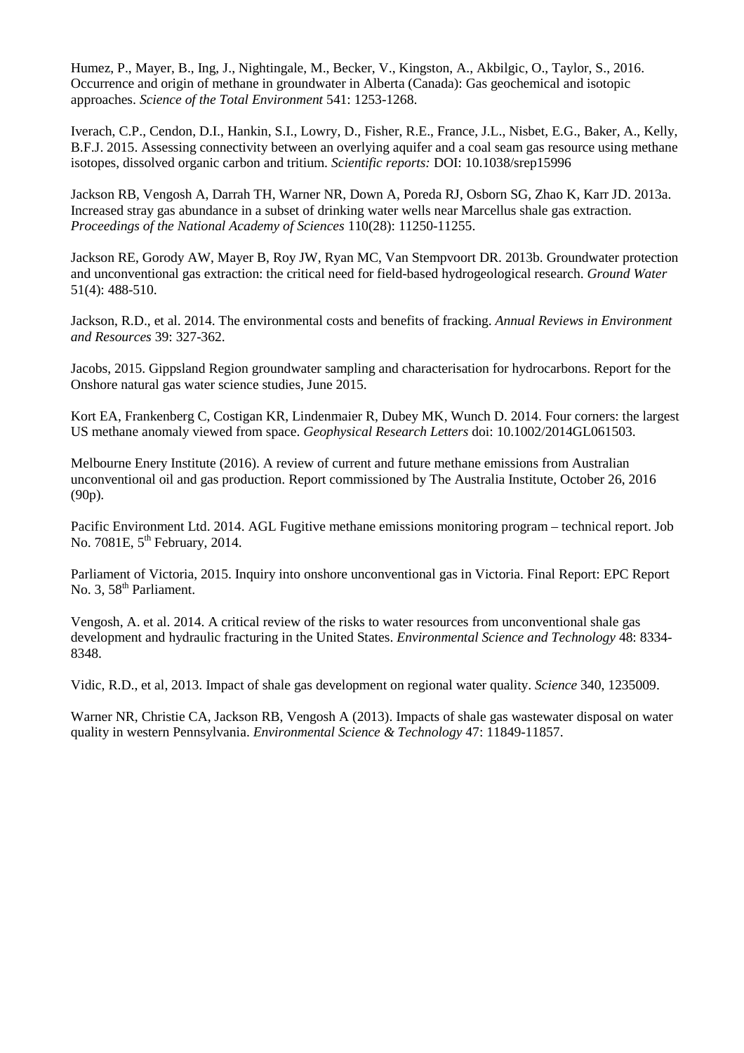Humez, P., Mayer, B., Ing, J., Nightingale, M., Becker, V., Kingston, A., Akbilgic, O., Taylor, S., 2016. Occurrence and origin of methane in groundwater in Alberta (Canada): Gas geochemical and isotopic approaches. *Science of the Total Environment* 541: 1253-1268.

Iverach, C.P., Cendon, D.I., Hankin, S.I., Lowry, D., Fisher, R.E., France, J.L., Nisbet, E.G., Baker, A., Kelly, B.F.J. 2015. Assessing connectivity between an overlying aquifer and a coal seam gas resource using methane isotopes, dissolved organic carbon and tritium. *Scientific reports:* DOI: 10.1038/srep15996

Jackson RB, Vengosh A, Darrah TH, Warner NR, Down A, Poreda RJ, Osborn SG, Zhao K, Karr JD. 2013a. Increased stray gas abundance in a subset of drinking water wells near Marcellus shale gas extraction. *Proceedings of the National Academy of Sciences* 110(28): 11250-11255.

Jackson RE, Gorody AW, Mayer B, Roy JW, Ryan MC, Van Stempvoort DR. 2013b. Groundwater protection and unconventional gas extraction: the critical need for field-based hydrogeological research. *Ground Water* 51(4): 488-510.

Jackson, R.D., et al. 2014. The environmental costs and benefits of fracking. *Annual Reviews in Environment and Resources* 39: 327-362.

Jacobs, 2015. Gippsland Region groundwater sampling and characterisation for hydrocarbons. Report for the Onshore natural gas water science studies, June 2015.

Kort EA, Frankenberg C, Costigan KR, Lindenmaier R, Dubey MK, Wunch D. 2014. Four corners: the largest US methane anomaly viewed from space. *Geophysical Research Letters* doi: 10.1002/2014GL061503.

Melbourne Enery Institute (2016). A review of current and future methane emissions from Australian unconventional oil and gas production. Report commissioned by The Australia Institute, October 26, 2016 (90p).

Pacific Environment Ltd. 2014. AGL Fugitive methane emissions monitoring program – technical report. Job No. 7081E, 5th February, 2014.

Parliament of Victoria, 2015. Inquiry into onshore unconventional gas in Victoria. Final Report: EPC Report No. 3, 58th Parliament.

Vengosh, A. et al. 2014. A critical review of the risks to water resources from unconventional shale gas development and hydraulic fracturing in the United States. *Environmental Science and Technology* 48: 8334-8348.

Vidic, R.D., et al, 2013. Impact of shale gas development on regional water quality. *Science* 340, 1235009.

Warner NR, Christie CA, Jackson RB, Vengosh A (2013). Impacts of shale gas wastewater disposal on water quality in western Pennsylvania. *Environmental Science & Technology* 47: 11849-11857.